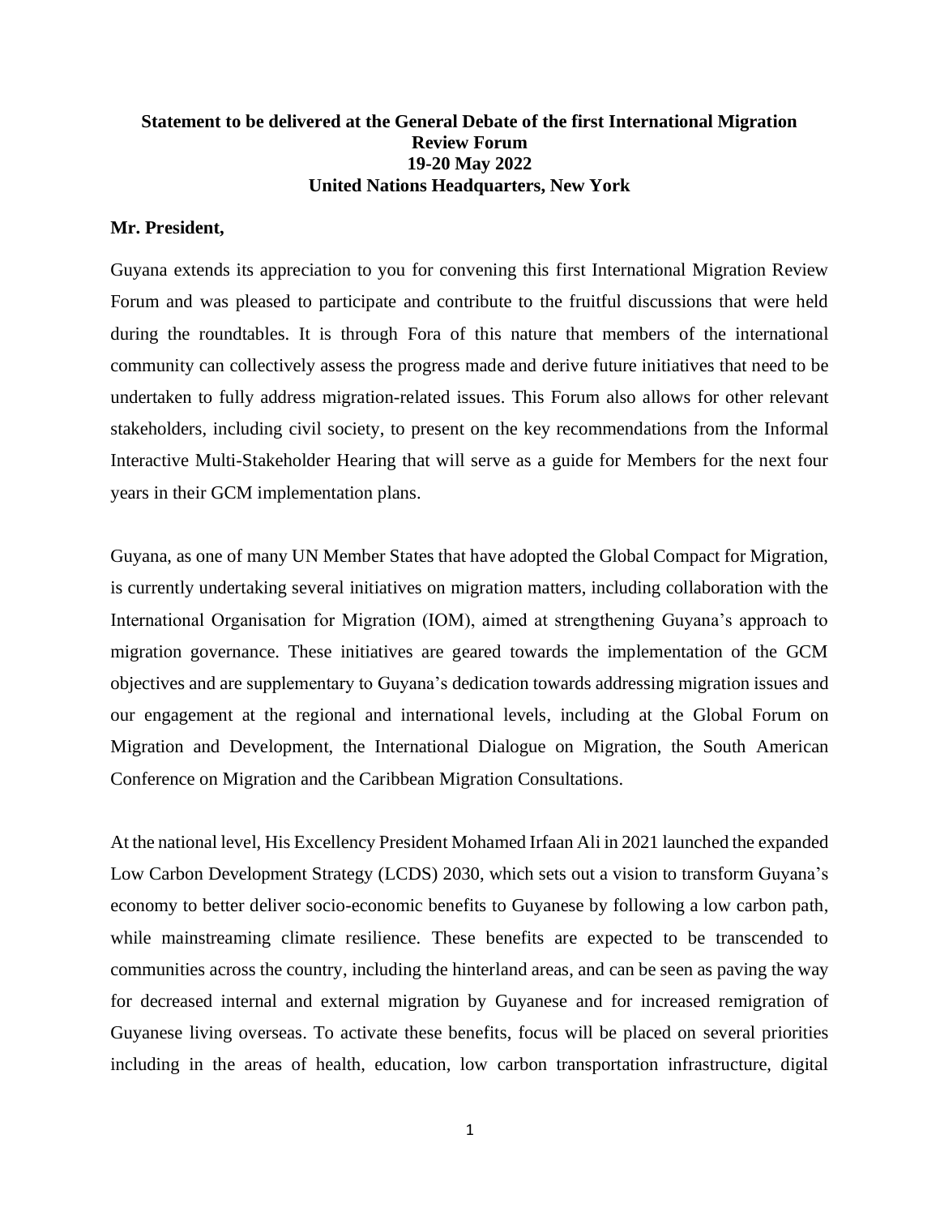**Statement to be delivered at the General Debate of the first International Migration Review Forum**
**19-20 May 2022**
**United Nations Headquarters, New York**

**Mr. President,**

Guyana extends its appreciation to you for convening this first International Migration Review Forum and was pleased to participate and contribute to the fruitful discussions that were held during the roundtables. It is through Fora of this nature that members of the international community can collectively assess the progress made and derive future initiatives that need to be undertaken to fully address migration-related issues. This Forum also allows for other relevant stakeholders, including civil society, to present on the key recommendations from the Informal Interactive Multi-Stakeholder Hearing that will serve as a guide for Members for the next four years in their GCM implementation plans.

Guyana, as one of many UN Member States that have adopted the Global Compact for Migration, is currently undertaking several initiatives on migration matters, including collaboration with the International Organisation for Migration (IOM), aimed at strengthening Guyana's approach to migration governance. These initiatives are geared towards the implementation of the GCM objectives and are supplementary to Guyana's dedication towards addressing migration issues and our engagement at the regional and international levels, including at the Global Forum on Migration and Development, the International Dialogue on Migration, the South American Conference on Migration and the Caribbean Migration Consultations.

At the national level, His Excellency President Mohamed Irfaan Ali in 2021 launched the expanded Low Carbon Development Strategy (LCDS) 2030, which sets out a vision to transform Guyana's economy to better deliver socio-economic benefits to Guyanese by following a low carbon path, while mainstreaming climate resilience. These benefits are expected to be transcended to communities across the country, including the hinterland areas, and can be seen as paving the way for decreased internal and external migration by Guyanese and for increased remigration of Guyanese living overseas. To activate these benefits, focus will be placed on several priorities including in the areas of health, education, low carbon transportation infrastructure, digital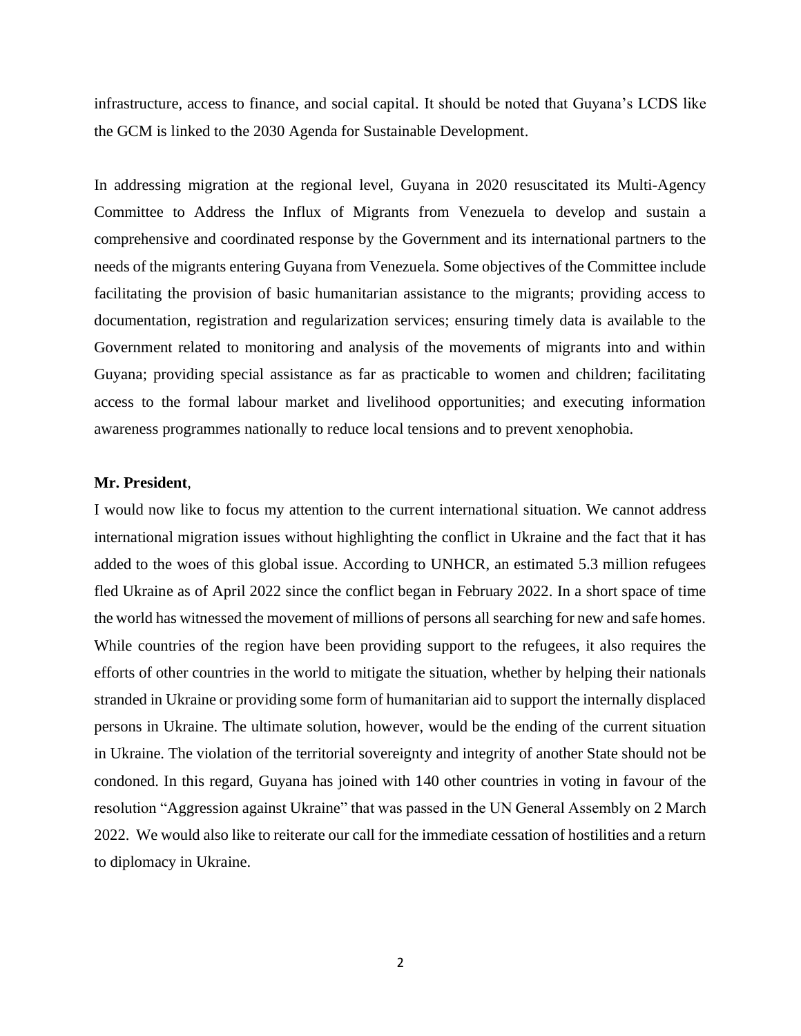infrastructure, access to finance, and social capital. It should be noted that Guyana's LCDS like the GCM is linked to the 2030 Agenda for Sustainable Development.

In addressing migration at the regional level, Guyana in 2020 resuscitated its Multi-Agency Committee to Address the Influx of Migrants from Venezuela to develop and sustain a comprehensive and coordinated response by the Government and its international partners to the needs of the migrants entering Guyana from Venezuela. Some objectives of the Committee include facilitating the provision of basic humanitarian assistance to the migrants; providing access to documentation, registration and regularization services; ensuring timely data is available to the Government related to monitoring and analysis of the movements of migrants into and within Guyana; providing special assistance as far as practicable to women and children; facilitating access to the formal labour market and livelihood opportunities; and executing information awareness programmes nationally to reduce local tensions and to prevent xenophobia.

**Mr. President**,

I would now like to focus my attention to the current international situation. We cannot address international migration issues without highlighting the conflict in Ukraine and the fact that it has added to the woes of this global issue. According to UNHCR, an estimated 5.3 million refugees fled Ukraine as of April 2022 since the conflict began in February 2022. In a short space of time the world has witnessed the movement of millions of persons all searching for new and safe homes. While countries of the region have been providing support to the refugees, it also requires the efforts of other countries in the world to mitigate the situation, whether by helping their nationals stranded in Ukraine or providing some form of humanitarian aid to support the internally displaced persons in Ukraine. The ultimate solution, however, would be the ending of the current situation in Ukraine. The violation of the territorial sovereignty and integrity of another State should not be condoned. In this regard, Guyana has joined with 140 other countries in voting in favour of the resolution "Aggression against Ukraine" that was passed in the UN General Assembly on 2 March 2022. We would also like to reiterate our call for the immediate cessation of hostilities and a return to diplomacy in Ukraine.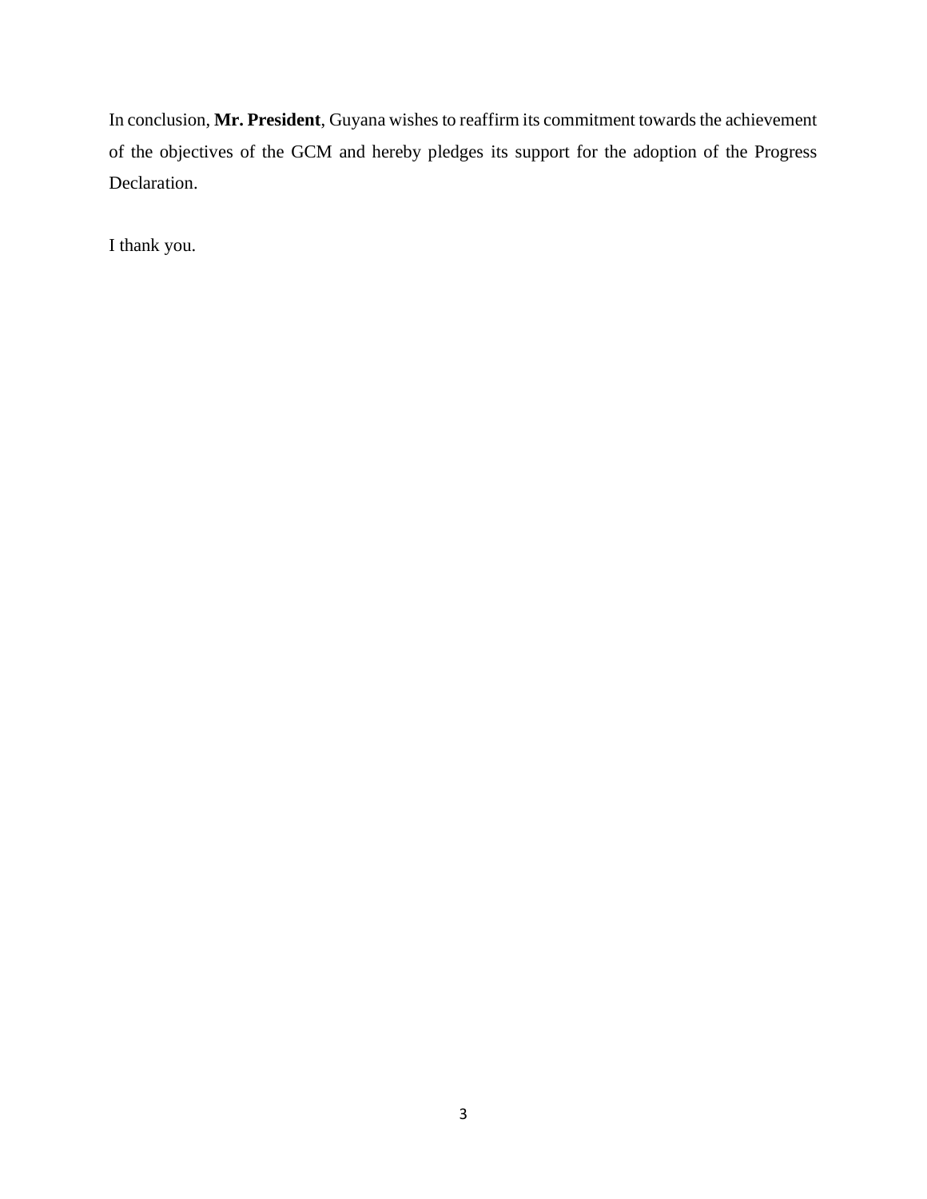In conclusion, **Mr. President**, Guyana wishes to reaffirm its commitment towards the achievement of the objectives of the GCM and hereby pledges its support for the adoption of the Progress Declaration.

I thank you.